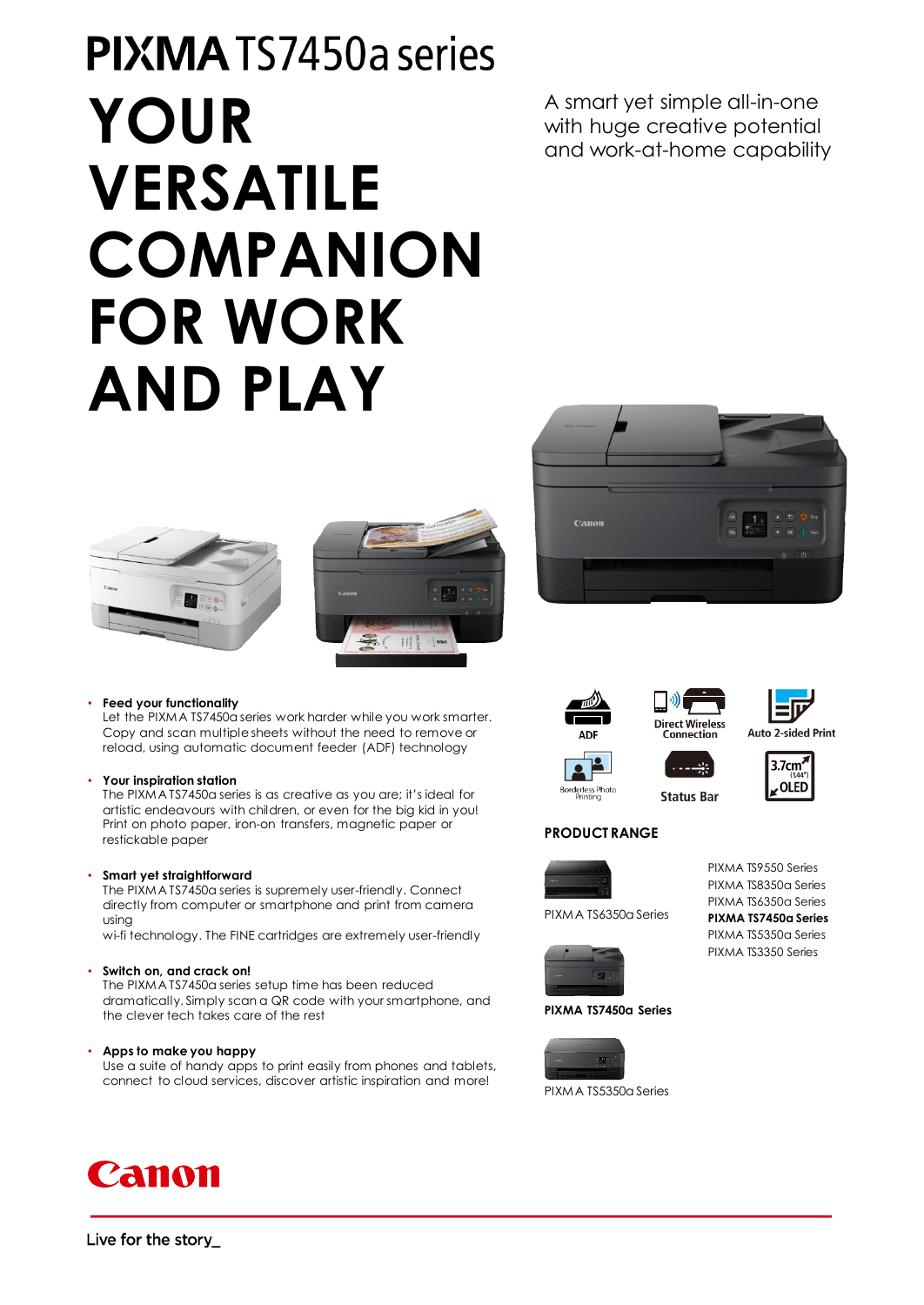# PIXMA TS7450a series

# YOUR VERSATILE COMPANION FOR WORK AND PLAY

A smart yet simple all-in-one with huge creative potential and work-at-home capability

- **Feed your functionality**
  Let the PIXMA TS7450a series work harder while you work smarter. Copy and scan multiple sheets without the need to remove or reload, using automatic document feeder (ADF) technology

- **Your inspiration station**
  The PIXMA TS7450a series is as creative as you are; it's ideal for artistic endeavours with children, or even for the big kid in you! Print on photo paper, iron-on transfers, magnetic paper or restickable paper

- **Smart yet straightforward**
  The PIXMA TS7450a series is supremely user-friendly. Connect directly from computer or smartphone and print from camera using
  wi-fi technology. The FINE cartridges are extremely user-friendly

- **Switch on, and crack on!**
  The PIXMA TS7450a series setup time has been reduced dramatically. Simply scan a QR code with your smartphone, and the clever tech takes care of the rest

- **Apps to make you happy**
  Use a suite of handy apps to print easily from phones and tablets, connect to cloud services, discover artistic inspiration and more!

ADF | Direct Wireless Connection | Auto 2-sided Print | Borderless Photo Printing | Status Bar | 3.7cm (1.44") OLED

## PRODUCT RANGE

PIXMA TS6350a Series

**PIXMA TS7450a Series**

PIXMA TS5350a Series

- PIXMA TS9550 Series
- PIXMA TS8350a Series
- PIXMA TS6350a Series
- **PIXMA TS7450a Series**
- PIXMA TS5350a Series
- PIXMA TS3350 Series

Canon

Live for the story_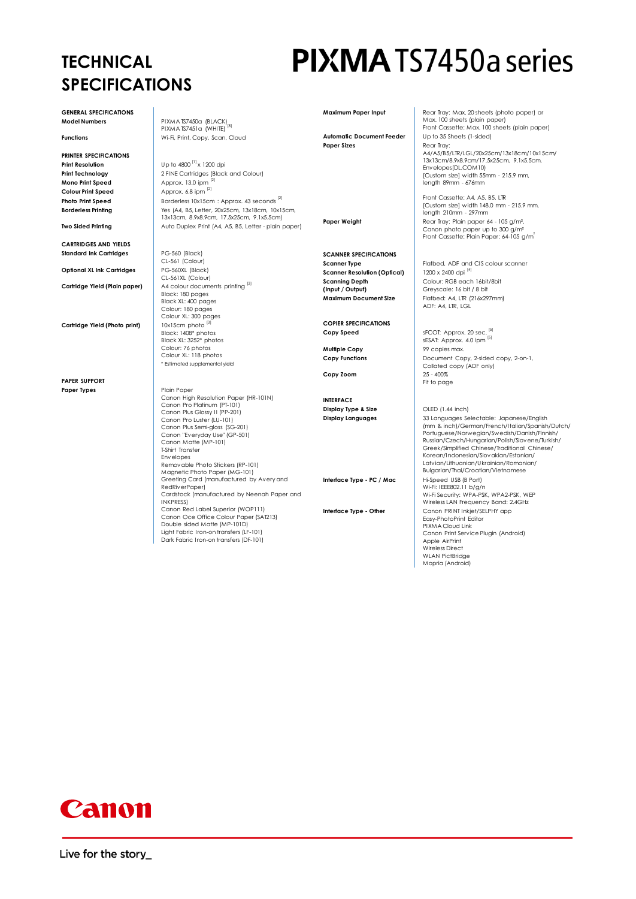# TECHNICAL SPECIFICATIONS

# PIXMA TS7450a series

**GENERAL SPECIFICATIONS**

| | |
|---|---|
| **Model Numbers** | PIXMA TS7450a (BLACK)<br>PIXMA TS7451a (WHITE) [8] |
| **Functions** | Wi-Fi, Print, Copy, Scan, Cloud |

**PRINTER SPECIFICATIONS**

| | |
|---|---|
| **Print Resolution** | Up to 4800 [1] x 1200 dpi |
| **Print Technology** | 2 FINE Cartridges (Black and Colour) |
| **Mono Print Speed** | Approx. 13.0 ipm [2] |
| **Colour Print Speed** | Approx. 6.8 ipm [2] |
| **Photo Print Speed** | Borderless 10x15cm : Approx. 43 seconds [2] |
| **Borderless Printing** | Yes (A4, B5, Letter, 20x25cm, 13x18cm, 10x15cm, 13x13cm, 8.9x8.9cm, 17.5x25cm, 9.1x5.5cm) |
| **Two Sided Printing** | Auto Duplex Print (A4, B5, Letter - plain paper) |

**CARTRIDGES AND YIELDS**

| | |
|---|---|
| **Standard Ink Cartridges** | PG-560 (Black)<br>CL-561 (Colour) |
| **Optional XL Ink Cartridges** | PG-560XL (Black)<br>CL-561XL (Colour) |
| **Cartridge Yield (Plain paper)** | A4 colour documents printing [3]<br>Black: 180 pages<br>Black XL: 400 pages<br>Colour: 180 pages<br>Colour XL: 300 pages |
| **Cartridge Yield (Photo print)** | 10x15cm photo [3]<br>Black: 1408* photos<br>Black XL: 3252* photos<br>Colour: 76 photos<br>Colour XL: 118 photos<br>* Estimated supplemental yield |

**PAPER SUPPORT**

| | |
|---|---|
| **Paper Types** | Plain Paper<br>Canon High Resolution Paper (HR-101N)<br>Canon Pro Platinum (PT-101)<br>Canon Plus Glossy II (PP-201)<br>Canon Pro Luster (LU-101)<br>Canon Plus Semi-gloss (SG-201)<br>Canon "Everyday Use" (GP-501)<br>Canon Matte (MP-101)<br>T-Shirt Transfer<br>Envelopes<br>Removable Photo Stickers (RP-101)<br>Magnetic Photo Paper (MG-101)<br>Greeting Card (manufactured by Avery and RedRiverPaper)<br>Cardstock (manufactured by Neenah Paper and INKPRESS)<br>Canon Red Label Superior (WOP111)<br>Canon Oce Office Colour Paper (SAT213)<br>Double sided Matte (MP-101D)<br>Light Fabric Iron-on transfers (LF-101)<br>Dark Fabric Iron-on transfers (DF-101) |
| **Maximum Paper Input** | Rear Tray: Max. 20 sheets (photo paper) or Max. 100 sheets (plain paper)<br>Front Cassette: Max. 100 sheets (plain paper) |
| **Automatic Document Feeder** | Up to 35 Sheets (1-sided) |
| **Paper Sizes** | Rear Tray:<br>A4/A5/B5/LTR/LGL/20x25cm/13x18cm/10x15cm/13x13cm/8.9x8.9cm/17.5x25cm, 9.1x5.5cm, Envelopes(DL,COM10)<br>[Custom size] width 55mm - 215.9 mm, length 89mm - 676mm<br><br>Front Cassette: A4, A5, B5, LTR<br>[Custom size] width 148.0 mm - 215.9 mm, length 210mm - 297mm |
| **Paper Weight** | Rear Tray: Plain paper 64 - 105 g/m²,<br>Canon photo paper up to 300 g/m²<br>Front Cassette: Plain Paper: 64-105 g/m² |

**SCANNER SPECIFICATIONS**

| | |
|---|---|
| **Scanner Type** | Flatbed, ADF and CIS colour scanner |
| **Scanner Resolution (Optical)** | 1200 x 2400 dpi [4] |
| **Scanning Depth (Input / Output)** | Colour: RGB each 16bit/8bit<br>Greyscale: 16 bit / 8 bit |
| **Maximum Document Size** | Flatbed: A4, LTR (216x297mm)<br>ADF: A4, LTR, LGL |

**COPIER SPECIFICATIONS**

| | |
|---|---|
| **Copy Speed** | sFCOT: Approx. 20 sec. [5]<br>sESAT: Approx. 4.0 ipm [5] |
| **Multiple Copy** | 99 copies max. |
| **Copy Functions** | Document Copy, 2-sided copy, 2-on-1, Collated copy (ADF only) |
| **Copy Zoom** | 25 - 400%<br>Fit to page |

**INTERFACE**

| | |
|---|---|
| **Display Type & Size** | OLED (1.44 inch) |
| **Display Languages** | 33 Languages Selectable: Japanese/English (mm & inch)/German/French/Italian/Spanish/Dutch/Portuguese/Norwegian/Swedish/Danish/Finnish/Russian/Czech/Hungarian/Polish/Slovene/Turkish/Greek/Simplified Chinese/Traditional Chinese/Korean/Indonesian/Slovakian/Estonian/Latvian/Lithuanian/Ukrainian/Romanian/Bulgarian/Thai/Croatian/Vietnamese |
| **Interface Type - PC / Mac** | Hi-Speed USB (B Port)<br>Wi-Fi: IEEE802.11 b/g/n<br>Wi-Fi Security: WPA-PSK, WPA2-PSK, WEP<br>Wireless LAN Frequency Band: 2.4GHz |
| **Interface Type - Other** | Canon PRINT Inkjet/SELPHY app<br>Easy-PhotoPrint Editor<br>PIXMA Cloud Link<br>Canon Print Service Plugin (Android)<br>Apple AirPrint<br>Wireless Direct<br>WLAN PictBridge<br>Mopria (Android) |

Canon

Live for the story_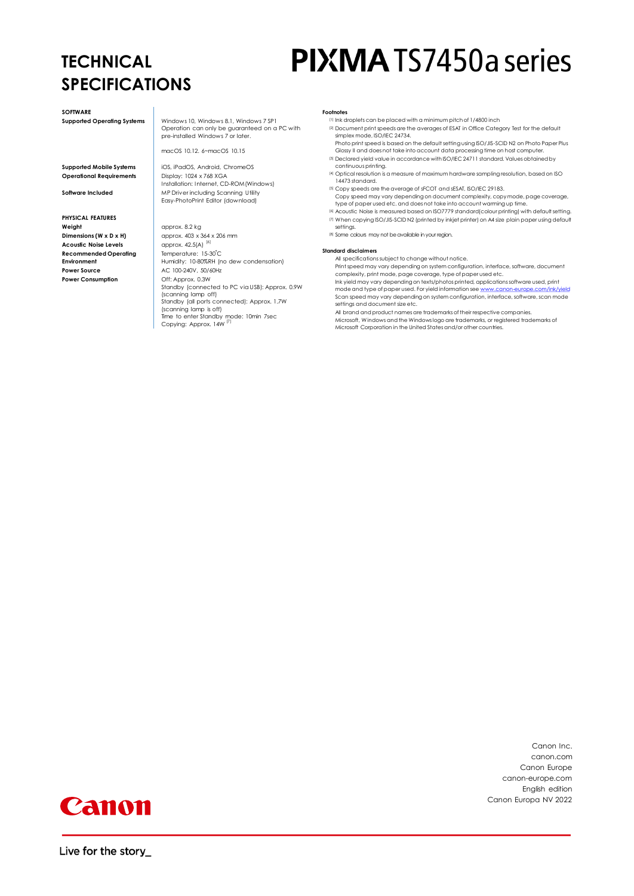# TECHNICAL SPECIFICATIONS

# PIXMA TS7450a series

## SOFTWARE

| | |
|---|---|
| **Supported Operating Systems** | Windows 10, Windows 8.1, Windows 7 SP1<br>Operation can only be guaranteed on a PC with pre-installed Windows 7 or later.<br><br>macOS 10.12. 6~macOS 10.15 |
| **Supported Mobile Systems** | iOS, iPadOS, Android, ChromeOS |
| **Operational Requirements** | Display: 1024 x 768 XGA<br>Installation: Internet, CD-ROM (Windows) |
| **Software Included** | MP Driver including Scanning Utility<br>Easy-PhotoPrint Editor (download) |

## PHYSICAL FEATURES

| | |
|---|---|
| **Weight** | approx. 8.2 kg |
| **Dimensions (W x D x H)** | approx. 403 x 364 x 206 mm |
| **Acoustic Noise Levels** | approx. 42.5(A) [6] |
| **Recommended Operating Environment** | Temperature: 15-30˚C<br>Humidity: 10-80%RH (no dew condensation) |
| **Power Source** | AC 100-240V, 50/60Hz |
| **Power Consumption** | Off: Approx. 0.3W<br>Standby (connected to PC via USB): Approx. 0.9W (scanning lamp off)<br>Standby (all ports connected): Approx. 1.7W (scanning lamp is off)<br>Time to enter Standby mode: 10min 7sec<br>Copying: Approx. 14W [7] |

**Footnotes**

[1] Ink droplets can be placed with a minimum pitch of 1/4800 inch

[2] Document print speeds are the averages of ESAT in Office Category Test for the default simplex mode, ISO/IEC 24734.
Photo print speed is based on the default setting using ISO/JIS-SCID N2 on Photo Paper Plus Glossy II and does not take into account data processing time on host computer.

[3] Declared yield value in accordance with ISO/IEC 24711 standard. Values obtained by continuous printing.

[4] Optical resolution is a measure of maximum hardware sampling resolution, based on ISO 14473 standard.

[5] Copy speeds are the average of sFCOT and sESAT, ISO/IEC 29183.
Copy speed may vary depending on document complexity, copy mode, page coverage, type of paper used etc. and does not take into account warming up time.

[6] Acoustic Noise is measured based on ISO7779 standard(colour printing) with default setting.

[7] When copying ISO/JIS-SCID N2 (printed by inkjet printer) on A4 size plain paper using default settings.

[8] Some colours may not be available in your region.

**Standard disclaimers**

All specifications subject to change without notice.
Print speed may vary depending on system configuration, interface, software, document complexity, print mode, page coverage, type of paper used etc.
Ink yield may vary depending on texts/photos printed, applications software used, print mode and type of paper used. For yield information see www.canon-europe.com/ink/yield
Scan speed may vary depending on system configuration, interface, software, scan mode settings and document size etc.
All brand and product names are trademarks of their respective companies.
Microsoft, Windows and the Windows logo are trademarks, or registered trademarks of Microsoft Corporation in the United States and/or other countries.

Canon Inc.
canon.com
Canon Europe
canon-europe.com
English edition
Canon Europa NV 2022

Canon

Live for the story_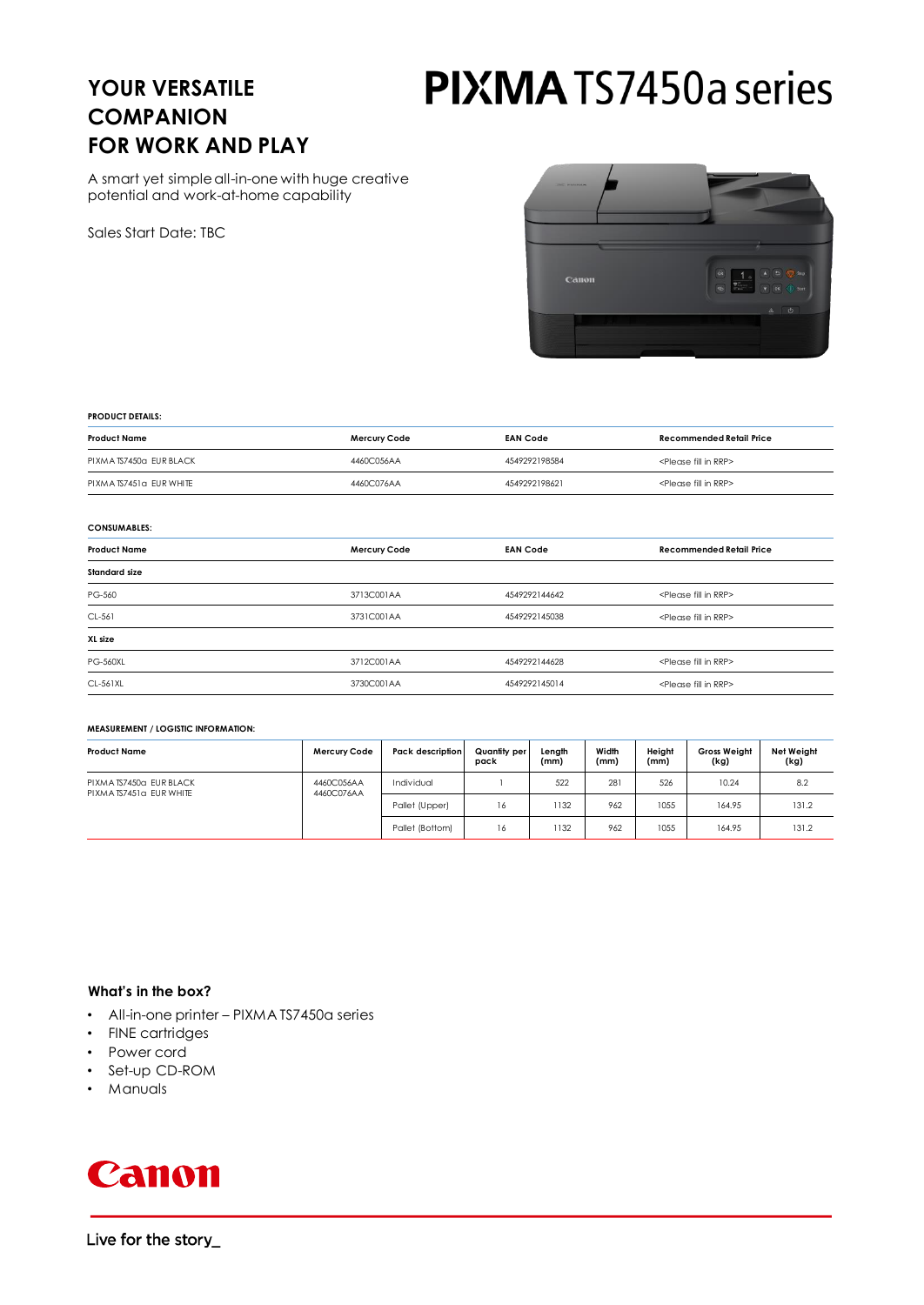# PIXMA TS7450a series

## YOUR VERSATILE COMPANION FOR WORK AND PLAY

A smart yet simple all-in-one with huge creative potential and work-at-home capability

Sales Start Date: TBC

**PRODUCT DETAILS:**

| Product Name | Mercury Code | EAN Code | Recommended Retail Price |
|---|---|---|---|
| PIXMA TS7450a EUR BLACK | 4460C056AA | 4549292198584 | <Please fill in RRP> |
| PIXMA TS7451a EUR WHITE | 4460C076AA | 4549292198621 | <Please fill in RRP> |

**CONSUMABLES:**

| Product Name | Mercury Code | EAN Code | Recommended Retail Price |
|---|---|---|---|
| **Standard size** | | | |
| PG-560 | 3713C001AA | 4549292144642 | <Please fill in RRP> |
| CL-561 | 3731C001AA | 4549292145038 | <Please fill in RRP> |
| **XL size** | | | |
| PG-560XL | 3712C001AA | 4549292144628 | <Please fill in RRP> |
| CL-561XL | 3730C001AA | 4549292145014 | <Please fill in RRP> |

**MEASUREMENT / LOGISTIC INFORMATION:**

| Product Name | Mercury Code | Pack description | Quantity per pack | Length (mm) | Width (mm) | Height (mm) | Gross Weight (kg) | Net Weight (kg) |
|---|---|---|---|---|---|---|---|---|
| PIXMA TS7450a EUR BLACK<br>PIXMA TS7451a EUR WHITE | 4460C056AA<br>4460C076AA | Individual | 1 | 522 | 281 | 526 | 10.24 | 8.2 |
| | | Pallet (Upper) | 16 | 1132 | 962 | 1055 | 164.95 | 131.2 |
| | | Pallet (Bottom) | 16 | 1132 | 962 | 1055 | 164.95 | 131.2 |

### What's in the box?

- All-in-one printer – PIXMA TS7450a series
- FINE cartridges
- Power cord
- Set-up CD-ROM
- Manuals

Canon

Live for the story_